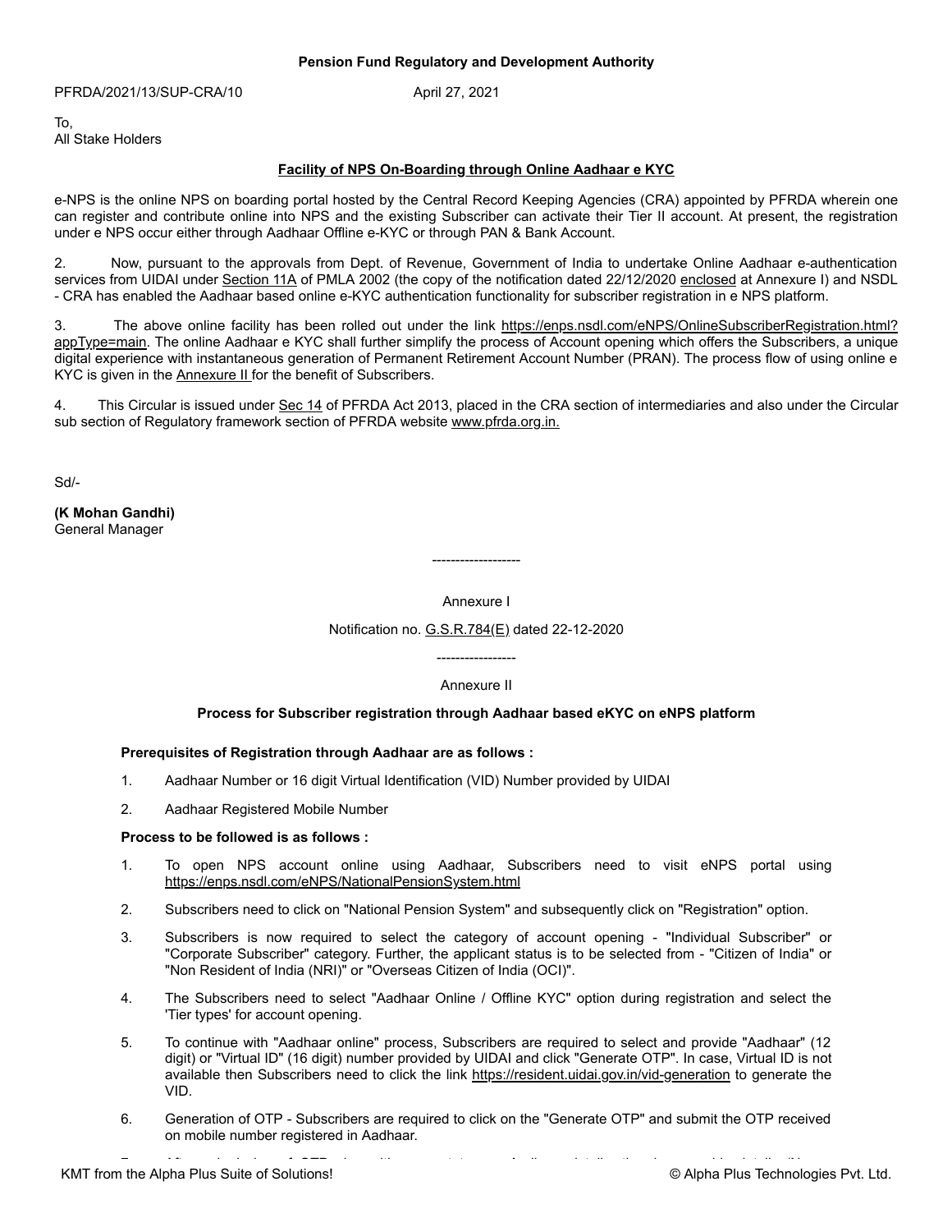**Pension Fund Regulatory and Development Authority**

PFRDA/2021/13/SUP-CRA/10 April 27, 2021

To,
All Stake Holders

**Facility of NPS On-Boarding through Online Aadhaar e KYC**

e-NPS is the online NPS on boarding portal hosted by the Central Record Keeping Agencies (CRA) appointed by PFRDA wherein one can register and contribute online into NPS and the existing Subscriber can activate their Tier II account. At present, the registration under e NPS occur either through Aadhaar Offline e-KYC or through PAN & Bank Account.

2. Now, pursuant to the approvals from Dept. of Revenue, Government of India to undertake Online Aadhaar e-authentication services from UIDAI under Section 11A of PMLA 2002 (the copy of the notification dated 22/12/2020 enclosed at Annexure I) and NSDL - CRA has enabled the Aadhaar based online e-KYC authentication functionality for subscriber registration in e NPS platform.

3. The above online facility has been rolled out under the link https://enps.nsdl.com/eNPS/OnlineSubscriberRegistration.html?appType=main. The online Aadhaar e KYC shall further simplify the process of Account opening which offers the Subscribers, a unique digital experience with instantaneous generation of Permanent Retirement Account Number (PRAN). The process flow of using online e KYC is given in the Annexure II for the benefit of Subscribers.

4. This Circular is issued under Sec 14 of PFRDA Act 2013, placed in the CRA section of intermediaries and also under the Circular sub section of Regulatory framework section of PFRDA website www.pfrda.org.in.

Sd/-

**(K Mohan Gandhi)**
General Manager

-------------------

Annexure I

Notification no. G.S.R.784(E) dated 22-12-2020

-----------------

Annexure II

**Process for Subscriber registration through Aadhaar based eKYC on eNPS platform**

**Prerequisites of Registration through Aadhaar are as follows :**

1. Aadhaar Number or 16 digit Virtual Identification (VID) Number provided by UIDAI
2. Aadhaar Registered Mobile Number

**Process to be followed is as follows :**

1. To open NPS account online using Aadhaar, Subscribers need to visit eNPS portal using https://enps.nsdl.com/eNPS/NationalPensionSystem.html
2. Subscribers need to click on "National Pension System" and subsequently click on "Registration" option.
3. Subscribers is now required to select the category of account opening - "Individual Subscriber" or "Corporate Subscriber" category. Further, the applicant status is to be selected from - "Citizen of India" or "Non Resident of India (NRI)" or "Overseas Citizen of India (OCI)".
4. The Subscribers need to select "Aadhaar Online / Offline KYC" option during registration and select the 'Tier types' for account opening.
5. To continue with "Aadhaar online" process, Subscribers are required to select and provide "Aadhaar" (12 digit) or "Virtual ID" (16 digit) number provided by UIDAI and click "Generate OTP". In case, Virtual ID is not available then Subscribers need to click the link https://resident.uidai.gov.in/vid-generation to generate the VID.
6. Generation of OTP - Subscribers are required to click on the "Generate OTP" and submit the OTP received on mobile number registered in Aadhaar.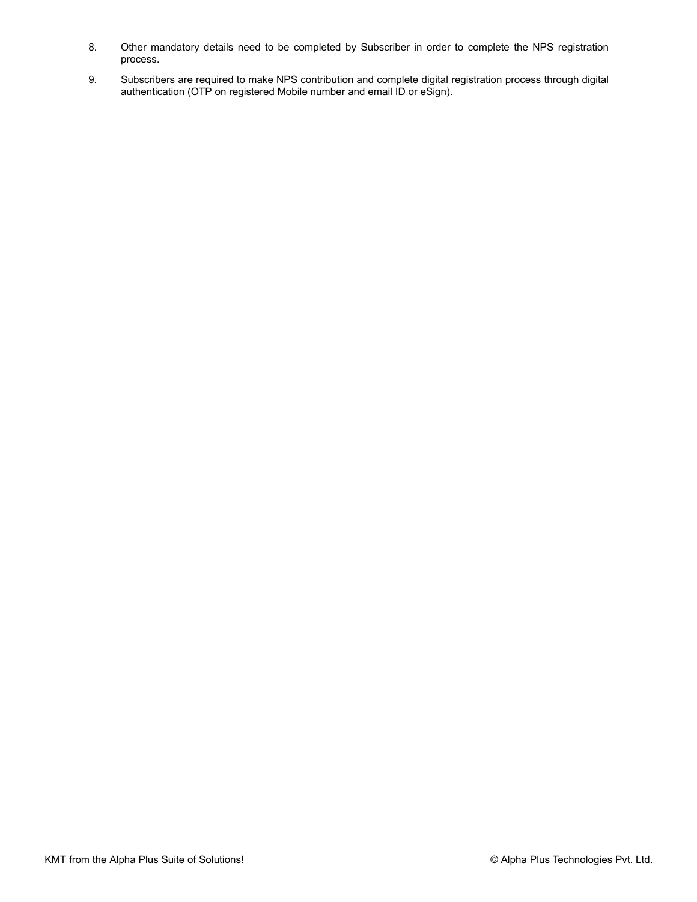8. Other mandatory details need to be completed by Subscriber in order to complete the NPS registration process.

9. Subscribers are required to make NPS contribution and complete digital registration process through digital authentication (OTP on registered Mobile number and email ID or eSign).